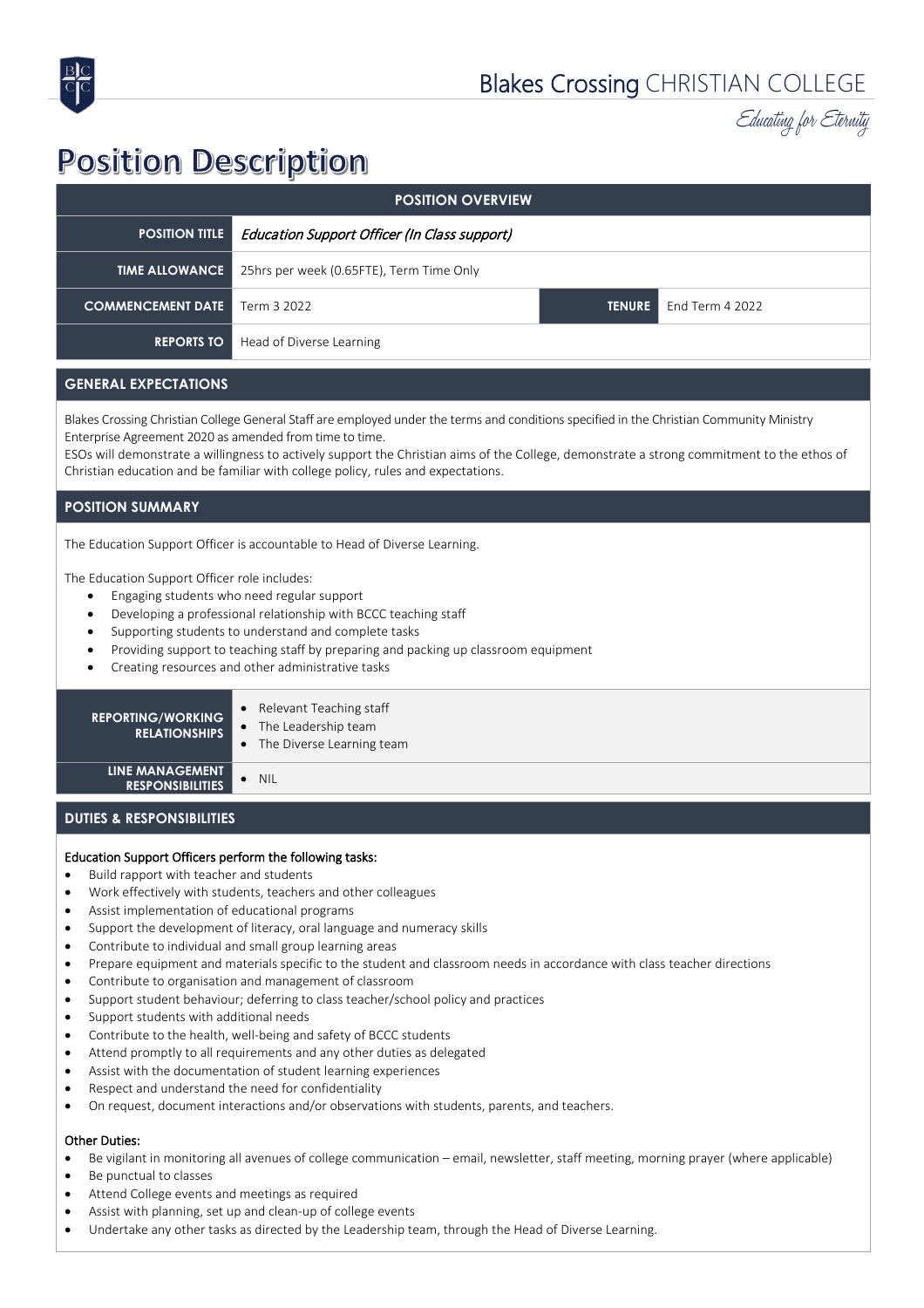Blakes Crossing CHRISTIAN COLLEGE

Educating for Eternity

# Position Description

| POSITION OVERVIEW | | | |
|---|---|---|---|
| **POSITION TITLE** | *Education Support Officer (In Class support)* | | |
| **TIME ALLOWANCE** | 25hrs per week (0.65FTE), Term Time Only | | |
| **COMMENCEMENT DATE** | Term 3 2022 | **TENURE** | End Term 4 2022 |
| **REPORTS TO** | Head of Diverse Learning | | |

## GENERAL EXPECTATIONS

Blakes Crossing Christian College General Staff are employed under the terms and conditions specified in the Christian Community Ministry Enterprise Agreement 2020 as amended from time to time.
ESOs will demonstrate a willingness to actively support the Christian aims of the College, demonstrate a strong commitment to the ethos of Christian education and be familiar with college policy, rules and expectations.

## POSITION SUMMARY

The Education Support Officer is accountable to Head of Diverse Learning.

The Education Support Officer role includes:

- Engaging students who need regular support
- Developing a professional relationship with BCCC teaching staff
- Supporting students to understand and complete tasks
- Providing support to teaching staff by preparing and packing up classroom equipment
- Creating resources and other administrative tasks

| | |
|---|---|
| **REPORTING/WORKING RELATIONSHIPS** | • Relevant Teaching staff<br>• The Leadership team<br>• The Diverse Learning team |
| **LINE MANAGEMENT RESPONSIBILITIES** | • NIL |

## DUTIES & RESPONSIBILITIES

**Education Support Officers perform the following tasks:**

- Build rapport with teacher and students
- Work effectively with students, teachers and other colleagues
- Assist implementation of educational programs
- Support the development of literacy, oral language and numeracy skills
- Contribute to individual and small group learning areas
- Prepare equipment and materials specific to the student and classroom needs in accordance with class teacher directions
- Contribute to organisation and management of classroom
- Support student behaviour; deferring to class teacher/school policy and practices
- Support students with additional needs
- Contribute to the health, well-being and safety of BCCC students
- Attend promptly to all requirements and any other duties as delegated
- Assist with the documentation of student learning experiences
- Respect and understand the need for confidentiality
- On request, document interactions and/or observations with students, parents, and teachers.

**Other Duties:**

- Be vigilant in monitoring all avenues of college communication – email, newsletter, staff meeting, morning prayer (where applicable)
- Be punctual to classes
- Attend College events and meetings as required
- Assist with planning, set up and clean-up of college events
- Undertake any other tasks as directed by the Leadership team, through the Head of Diverse Learning.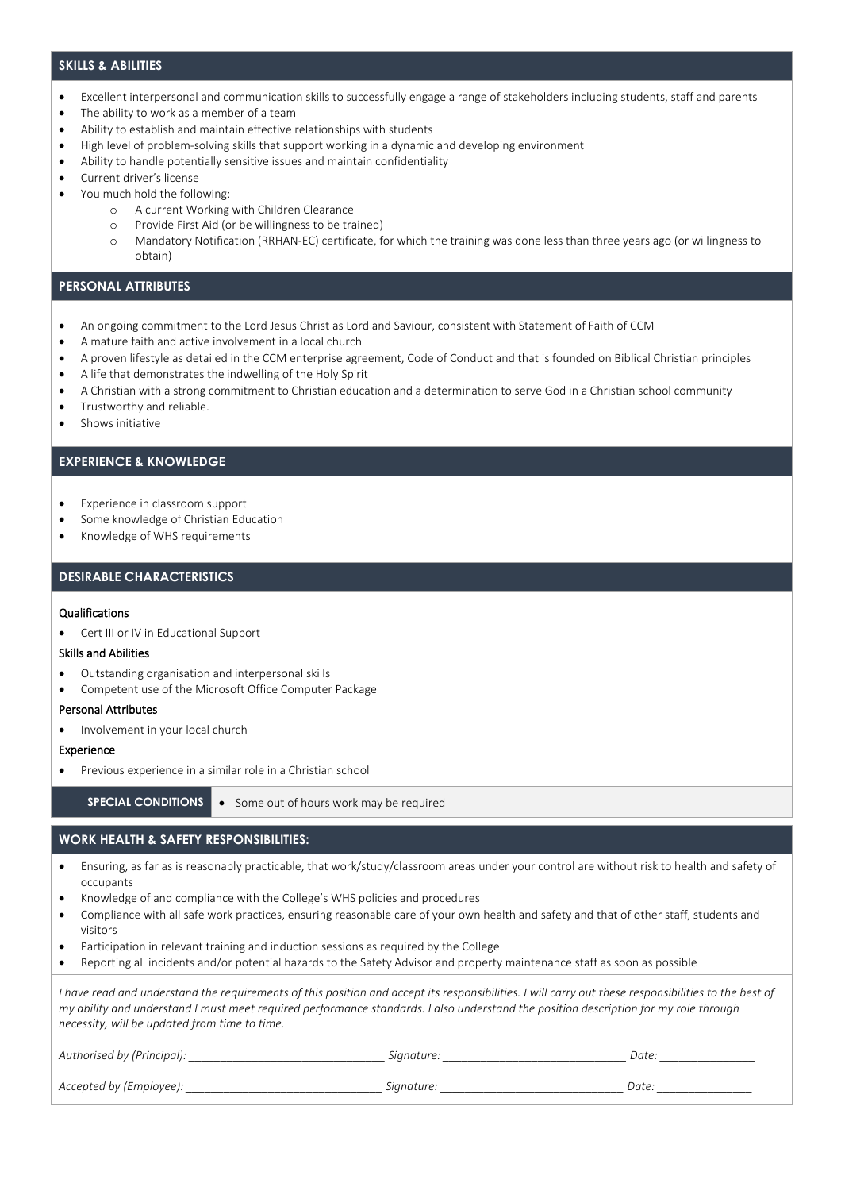## SKILLS & ABILITIES

- Excellent interpersonal and communication skills to successfully engage a range of stakeholders including students, staff and parents
- The ability to work as a member of a team
- Ability to establish and maintain effective relationships with students
- High level of problem-solving skills that support working in a dynamic and developing environment
- Ability to handle potentially sensitive issues and maintain confidentiality
- Current driver's license
- You much hold the following:
  - A current Working with Children Clearance
  - Provide First Aid (or be willingness to be trained)
  - Mandatory Notification (RRHAN-EC) certificate, for which the training was done less than three years ago (or willingness to obtain)

## PERSONAL ATTRIBUTES

- An ongoing commitment to the Lord Jesus Christ as Lord and Saviour, consistent with Statement of Faith of CCM
- A mature faith and active involvement in a local church
- A proven lifestyle as detailed in the CCM enterprise agreement, Code of Conduct and that is founded on Biblical Christian principles
- A life that demonstrates the indwelling of the Holy Spirit
- A Christian with a strong commitment to Christian education and a determination to serve God in a Christian school community
- Trustworthy and reliable.
- Shows initiative

## EXPERIENCE & KNOWLEDGE

- Experience in classroom support
- Some knowledge of Christian Education
- Knowledge of WHS requirements

## DESIRABLE CHARACTERISTICS

### Qualifications

- Cert III or IV in Educational Support

### Skills and Abilities

- Outstanding organisation and interpersonal skills
- Competent use of the Microsoft Office Computer Package

### Personal Attributes

- Involvement in your local church

### Experience

- Previous experience in a similar role in a Christian school

| | |
|---|---|
| **SPECIAL CONDITIONS** | • Some out of hours work may be required |

## WORK HEALTH & SAFETY RESPONSIBILITIES:

- Ensuring, as far as is reasonably practicable, that work/study/classroom areas under your control are without risk to health and safety of occupants
- Knowledge of and compliance with the College's WHS policies and procedures
- Compliance with all safe work practices, ensuring reasonable care of your own health and safety and that of other staff, students and visitors
- Participation in relevant training and induction sessions as required by the College
- Reporting all incidents and/or potential hazards to the Safety Advisor and property maintenance staff as soon as possible

*I have read and understand the requirements of this position and accept its responsibilities. I will carry out these responsibilities to the best of my ability and understand I must meet required performance standards. I also understand the position description for my role through necessity, will be updated from time to time.*

*Authorised by (Principal):* ______________________________ *Signature:* ____________________________ *Date:* _______________

*Accepted by (Employee):* ______________________________ *Signature:* ____________________________ *Date:* _______________